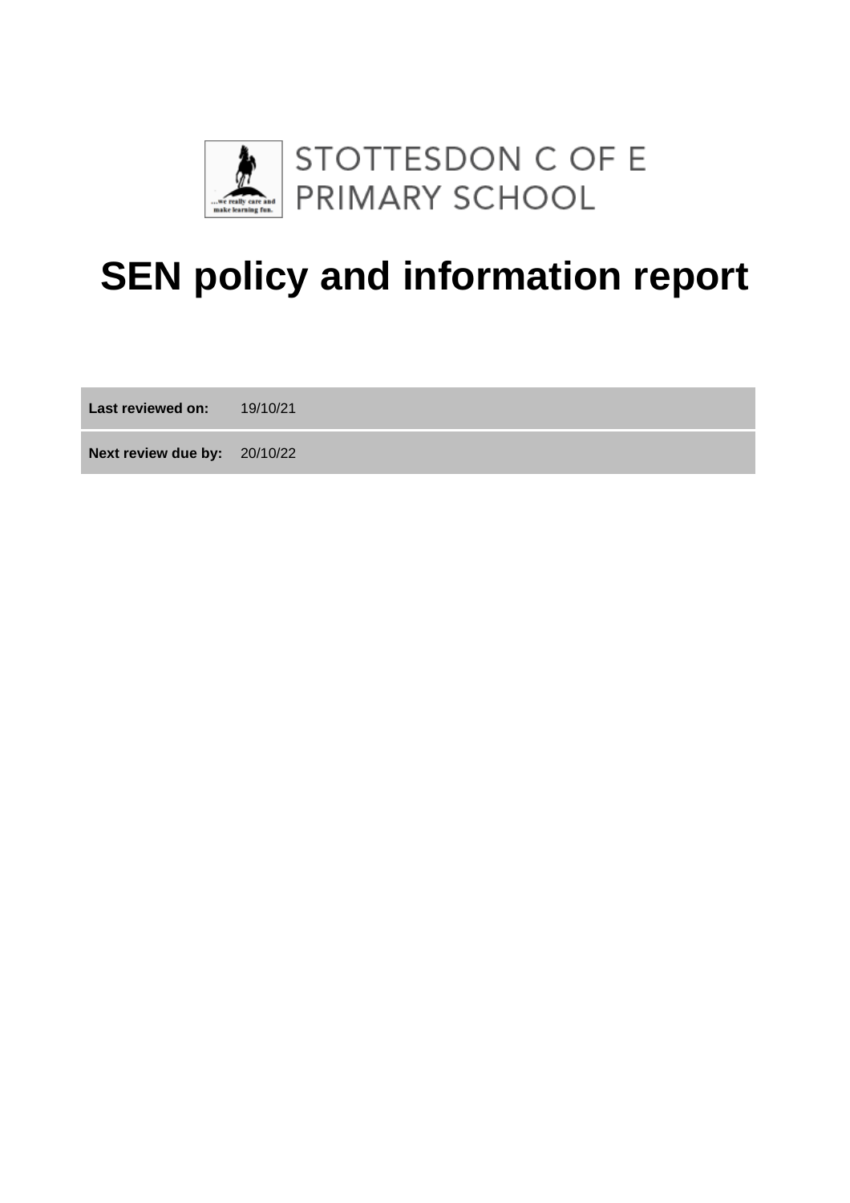STOTTESDON C OF E
PRIMARY SCHOOL

# SEN policy and information report

| | |
|---|---|
| **Last reviewed on:** | 19/10/21 |
| **Next review due by:** | 20/10/22 |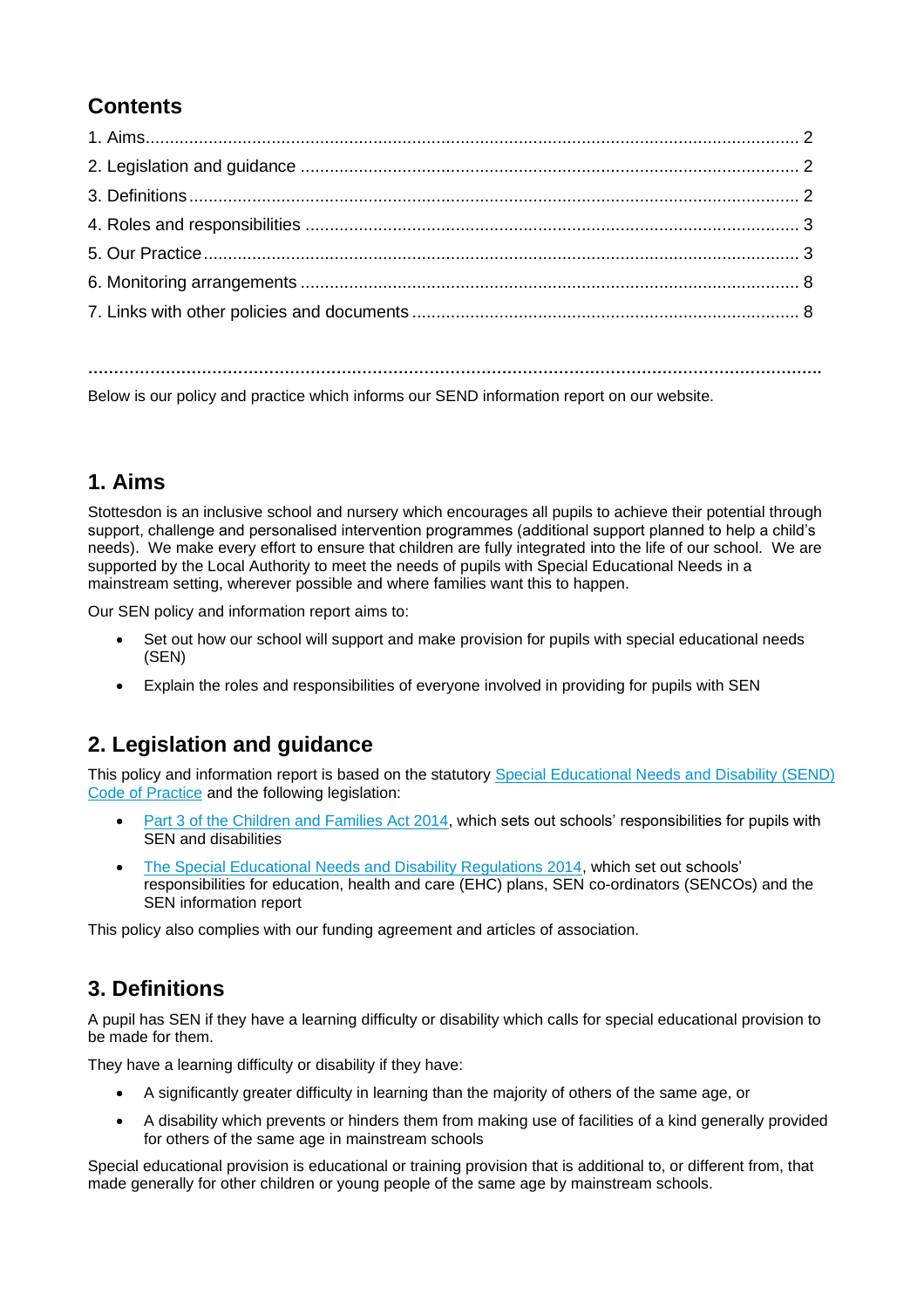## Contents

1. Aims ........................................................................................................................ 2
2. Legislation and guidance ....................................................................................... 2
3. Definitions ............................................................................................................... 2
4. Roles and responsibilities ...................................................................................... 3
5. Our Practice ............................................................................................................ 3
6. Monitoring arrangements ....................................................................................... 8
7. Links with other policies and documents ............................................................... 8

..................................................................................................................................................

Below is our policy and practice which informs our SEND information report on our website.

## 1. Aims

Stottesdon is an inclusive school and nursery which encourages all pupils to achieve their potential through support, challenge and personalised intervention programmes (additional support planned to help a child's needs). We make every effort to ensure that children are fully integrated into the life of our school. We are supported by the Local Authority to meet the needs of pupils with Special Educational Needs in a mainstream setting, wherever possible and where families want this to happen.

Our SEN policy and information report aims to:

- Set out how our school will support and make provision for pupils with special educational needs (SEN)
- Explain the roles and responsibilities of everyone involved in providing for pupils with SEN

## 2. Legislation and guidance

This policy and information report is based on the statutory Special Educational Needs and Disability (SEND) Code of Practice and the following legislation:

- Part 3 of the Children and Families Act 2014, which sets out schools' responsibilities for pupils with SEN and disabilities
- The Special Educational Needs and Disability Regulations 2014, which set out schools' responsibilities for education, health and care (EHC) plans, SEN co-ordinators (SENCOs) and the SEN information report

This policy also complies with our funding agreement and articles of association.

## 3. Definitions

A pupil has SEN if they have a learning difficulty or disability which calls for special educational provision to be made for them.

They have a learning difficulty or disability if they have:

- A significantly greater difficulty in learning than the majority of others of the same age, or
- A disability which prevents or hinders them from making use of facilities of a kind generally provided for others of the same age in mainstream schools

Special educational provision is educational or training provision that is additional to, or different from, that made generally for other children or young people of the same age by mainstream schools.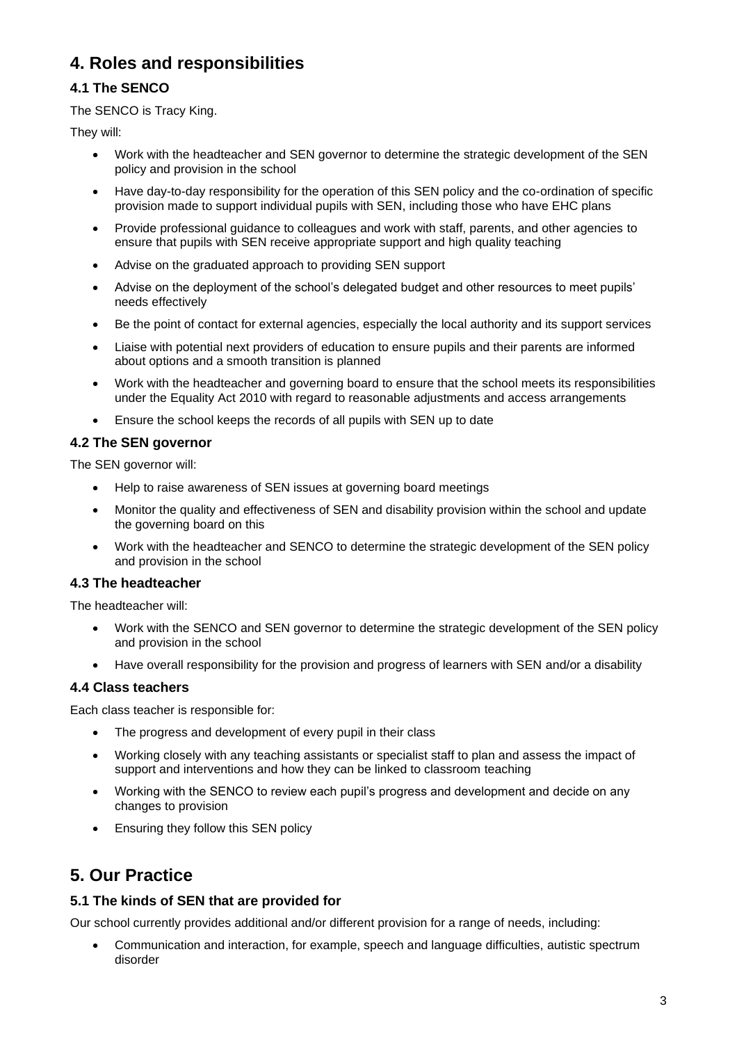## 4. Roles and responsibilities

### 4.1 The SENCO

The SENCO is Tracy King.

They will:

- Work with the headteacher and SEN governor to determine the strategic development of the SEN policy and provision in the school
- Have day-to-day responsibility for the operation of this SEN policy and the co-ordination of specific provision made to support individual pupils with SEN, including those who have EHC plans
- Provide professional guidance to colleagues and work with staff, parents, and other agencies to ensure that pupils with SEN receive appropriate support and high quality teaching
- Advise on the graduated approach to providing SEN support
- Advise on the deployment of the school's delegated budget and other resources to meet pupils' needs effectively
- Be the point of contact for external agencies, especially the local authority and its support services
- Liaise with potential next providers of education to ensure pupils and their parents are informed about options and a smooth transition is planned
- Work with the headteacher and governing board to ensure that the school meets its responsibilities under the Equality Act 2010 with regard to reasonable adjustments and access arrangements
- Ensure the school keeps the records of all pupils with SEN up to date

### 4.2 The SEN governor

The SEN governor will:

- Help to raise awareness of SEN issues at governing board meetings
- Monitor the quality and effectiveness of SEN and disability provision within the school and update the governing board on this
- Work with the headteacher and SENCO to determine the strategic development of the SEN policy and provision in the school

### 4.3 The headteacher

The headteacher will:

- Work with the SENCO and SEN governor to determine the strategic development of the SEN policy and provision in the school
- Have overall responsibility for the provision and progress of learners with SEN and/or a disability

### 4.4 Class teachers

Each class teacher is responsible for:

- The progress and development of every pupil in their class
- Working closely with any teaching assistants or specialist staff to plan and assess the impact of support and interventions and how they can be linked to classroom teaching
- Working with the SENCO to review each pupil's progress and development and decide on any changes to provision
- Ensuring they follow this SEN policy

## 5. Our Practice

### 5.1 The kinds of SEN that are provided for

Our school currently provides additional and/or different provision for a range of needs, including:

- Communication and interaction, for example, speech and language difficulties, autistic spectrum disorder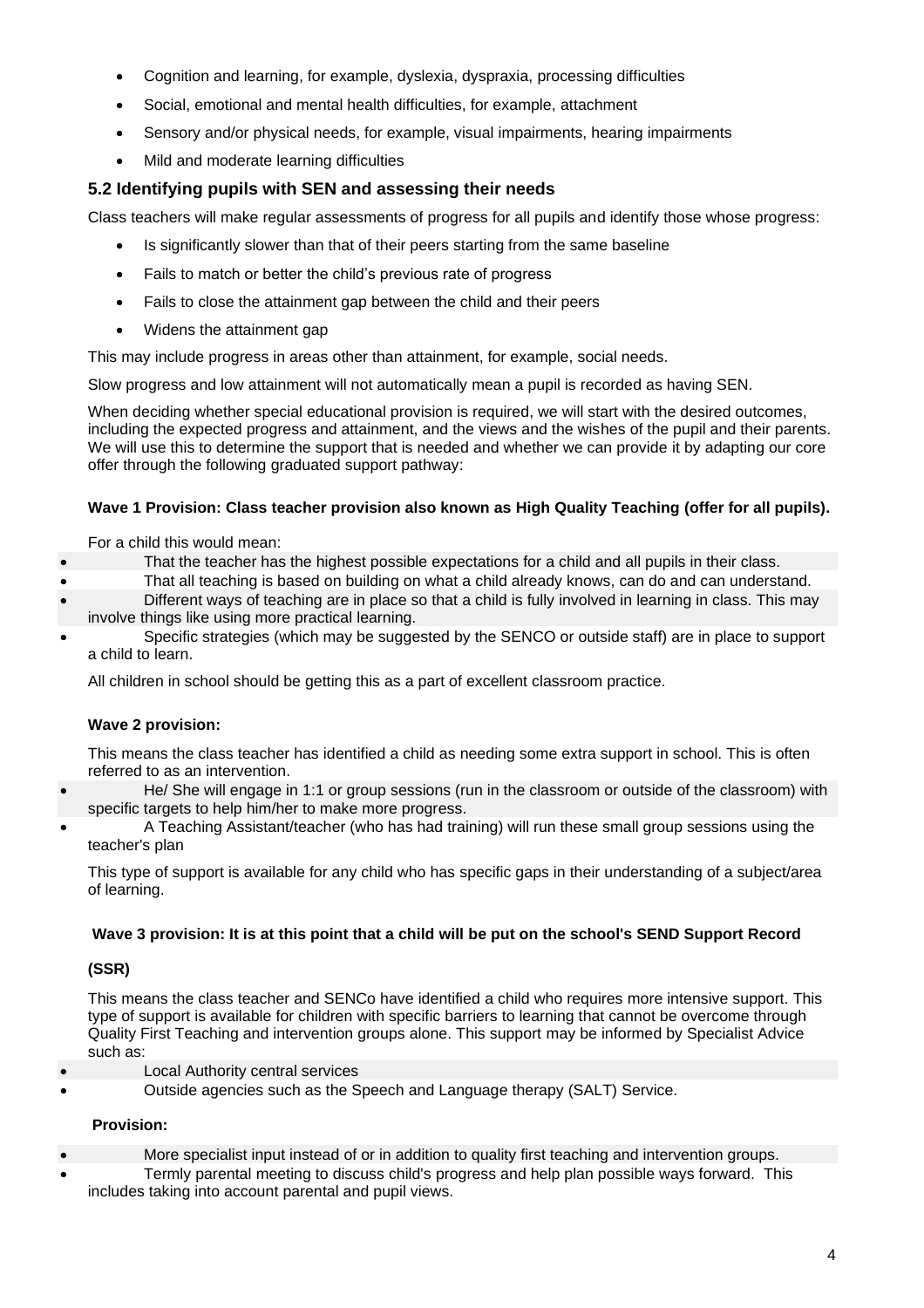- Cognition and learning, for example, dyslexia, dyspraxia, processing difficulties
- Social, emotional and mental health difficulties, for example, attachment
- Sensory and/or physical needs, for example, visual impairments, hearing impairments
- Mild and moderate learning difficulties

### 5.2 Identifying pupils with SEN and assessing their needs

Class teachers will make regular assessments of progress for all pupils and identify those whose progress:

- Is significantly slower than that of their peers starting from the same baseline
- Fails to match or better the child's previous rate of progress
- Fails to close the attainment gap between the child and their peers
- Widens the attainment gap

This may include progress in areas other than attainment, for example, social needs.

Slow progress and low attainment will not automatically mean a pupil is recorded as having SEN.

When deciding whether special educational provision is required, we will start with the desired outcomes, including the expected progress and attainment, and the views and the wishes of the pupil and their parents. We will use this to determine the support that is needed and whether we can provide it by adapting our core offer through the following graduated support pathway:

**Wave 1 Provision: Class teacher provision also known as High Quality Teaching (offer for all pupils).**

For a child this would mean:

- That the teacher has the highest possible expectations for a child and all pupils in their class.
- That all teaching is based on building on what a child already knows, can do and can understand.
- Different ways of teaching are in place so that a child is fully involved in learning in class. This may involve things like using more practical learning.
- Specific strategies (which may be suggested by the SENCO or outside staff) are in place to support a child to learn.

All children in school should be getting this as a part of excellent classroom practice.

**Wave 2 provision:**

This means the class teacher has identified a child as needing some extra support in school. This is often referred to as an intervention.

- He/ She will engage in 1:1 or group sessions (run in the classroom or outside of the classroom) with specific targets to help him/her to make more progress.
- A Teaching Assistant/teacher (who has had training) will run these small group sessions using the teacher's plan

This type of support is available for any child who has specific gaps in their understanding of a subject/area of learning.

**Wave 3 provision: It is at this point that a child will be put on the school's SEND Support Record**

**(SSR)**

This means the class teacher and SENCo have identified a child who requires more intensive support. This type of support is available for children with specific barriers to learning that cannot be overcome through Quality First Teaching and intervention groups alone. This support may be informed by Specialist Advice such as:

- Local Authority central services
- Outside agencies such as the Speech and Language therapy (SALT) Service.

**Provision:**

- More specialist input instead of or in addition to quality first teaching and intervention groups.
- Termly parental meeting to discuss child's progress and help plan possible ways forward. This includes taking into account parental and pupil views.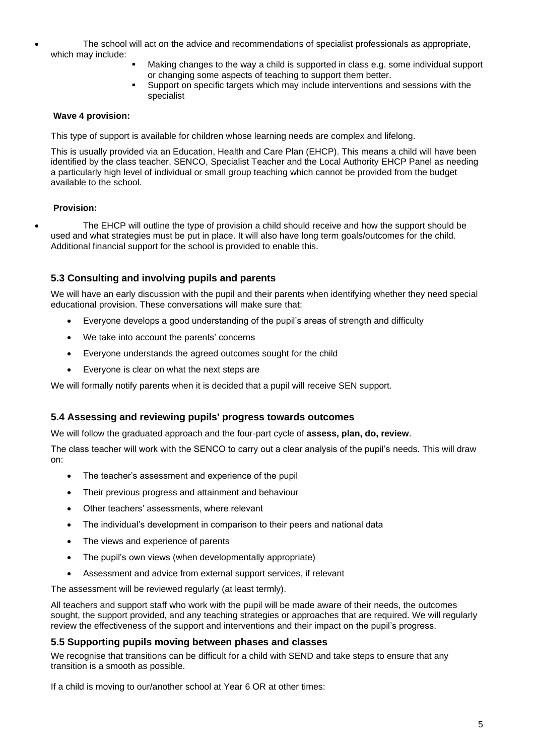- The school will act on the advice and recommendations of specialist professionals as appropriate, which may include:
  - Making changes to the way a child is supported in class e.g. some individual support or changing some aspects of teaching to support them better.
  - Support on specific targets which may include interventions and sessions with the specialist

**Wave 4 provision:**

This type of support is available for children whose learning needs are complex and lifelong.

This is usually provided via an Education, Health and Care Plan (EHCP). This means a child will have been identified by the class teacher, SENCO, Specialist Teacher and the Local Authority EHCP Panel as needing a particularly high level of individual or small group teaching which cannot be provided from the budget available to the school.

**Provision:**

- The EHCP will outline the type of provision a child should receive and how the support should be used and what strategies must be put in place. It will also have long term goals/outcomes for the child. Additional financial support for the school is provided to enable this.

### 5.3 Consulting and involving pupils and parents

We will have an early discussion with the pupil and their parents when identifying whether they need special educational provision. These conversations will make sure that:

- Everyone develops a good understanding of the pupil's areas of strength and difficulty
- We take into account the parents' concerns
- Everyone understands the agreed outcomes sought for the child
- Everyone is clear on what the next steps are

We will formally notify parents when it is decided that a pupil will receive SEN support.

### 5.4 Assessing and reviewing pupils' progress towards outcomes

We will follow the graduated approach and the four-part cycle of **assess, plan, do, review**.

The class teacher will work with the SENCO to carry out a clear analysis of the pupil's needs. This will draw on:

- The teacher's assessment and experience of the pupil
- Their previous progress and attainment and behaviour
- Other teachers' assessments, where relevant
- The individual's development in comparison to their peers and national data
- The views and experience of parents
- The pupil's own views (when developmentally appropriate)
- Assessment and advice from external support services, if relevant

The assessment will be reviewed regularly (at least termly).

All teachers and support staff who work with the pupil will be made aware of their needs, the outcomes sought, the support provided, and any teaching strategies or approaches that are required. We will regularly review the effectiveness of the support and interventions and their impact on the pupil's progress.

### 5.5 Supporting pupils moving between phases and classes

We recognise that transitions can be difficult for a child with SEND and take steps to ensure that any transition is a smooth as possible.

If a child is moving to our/another school at Year 6 OR at other times: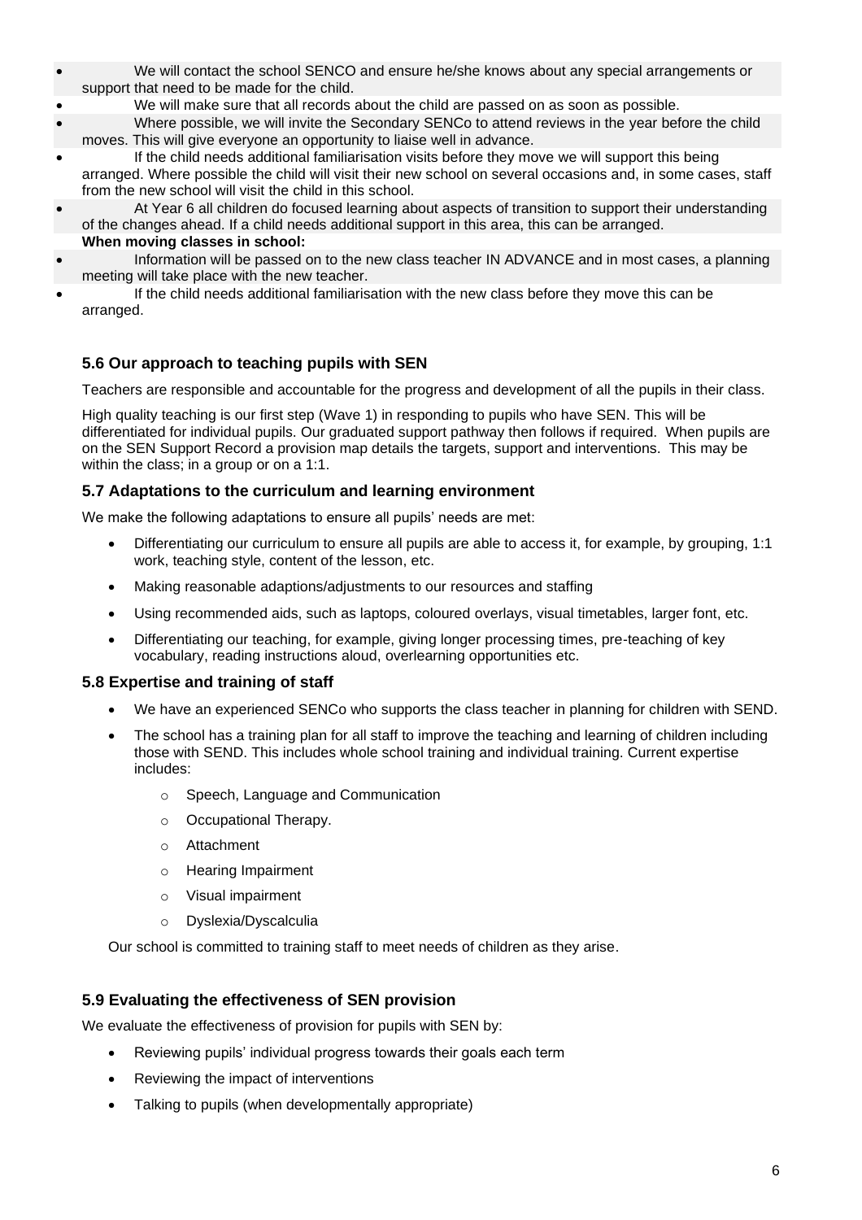- We will contact the school SENCO and ensure he/she knows about any special arrangements or support that need to be made for the child.
- We will make sure that all records about the child are passed on as soon as possible.
- Where possible, we will invite the Secondary SENCo to attend reviews in the year before the child moves. This will give everyone an opportunity to liaise well in advance.
- If the child needs additional familiarisation visits before they move we will support this being arranged. Where possible the child will visit their new school on several occasions and, in some cases, staff from the new school will visit the child in this school.
- At Year 6 all children do focused learning about aspects of transition to support their understanding of the changes ahead. If a child needs additional support in this area, this can be arranged.

**When moving classes in school:**

- Information will be passed on to the new class teacher IN ADVANCE and in most cases, a planning meeting will take place with the new teacher.
- If the child needs additional familiarisation with the new class before they move this can be arranged.

### 5.6 Our approach to teaching pupils with SEN

Teachers are responsible and accountable for the progress and development of all the pupils in their class.

High quality teaching is our first step (Wave 1) in responding to pupils who have SEN. This will be differentiated for individual pupils. Our graduated support pathway then follows if required. When pupils are on the SEN Support Record a provision map details the targets, support and interventions. This may be within the class; in a group or on a 1:1.

### 5.7 Adaptations to the curriculum and learning environment

We make the following adaptations to ensure all pupils' needs are met:

- Differentiating our curriculum to ensure all pupils are able to access it, for example, by grouping, 1:1 work, teaching style, content of the lesson, etc.
- Making reasonable adaptions/adjustments to our resources and staffing
- Using recommended aids, such as laptops, coloured overlays, visual timetables, larger font, etc.
- Differentiating our teaching, for example, giving longer processing times, pre-teaching of key vocabulary, reading instructions aloud, overlearning opportunities etc.

### 5.8 Expertise and training of staff

- We have an experienced SENCo who supports the class teacher in planning for children with SEND.
- The school has a training plan for all staff to improve the teaching and learning of children including those with SEND. This includes whole school training and individual training. Current expertise includes:
  - Speech, Language and Communication
  - Occupational Therapy.
  - Attachment
  - Hearing Impairment
  - Visual impairment
  - Dyslexia/Dyscalculia

Our school is committed to training staff to meet needs of children as they arise.

### 5.9 Evaluating the effectiveness of SEN provision

We evaluate the effectiveness of provision for pupils with SEN by:

- Reviewing pupils' individual progress towards their goals each term
- Reviewing the impact of interventions
- Talking to pupils (when developmentally appropriate)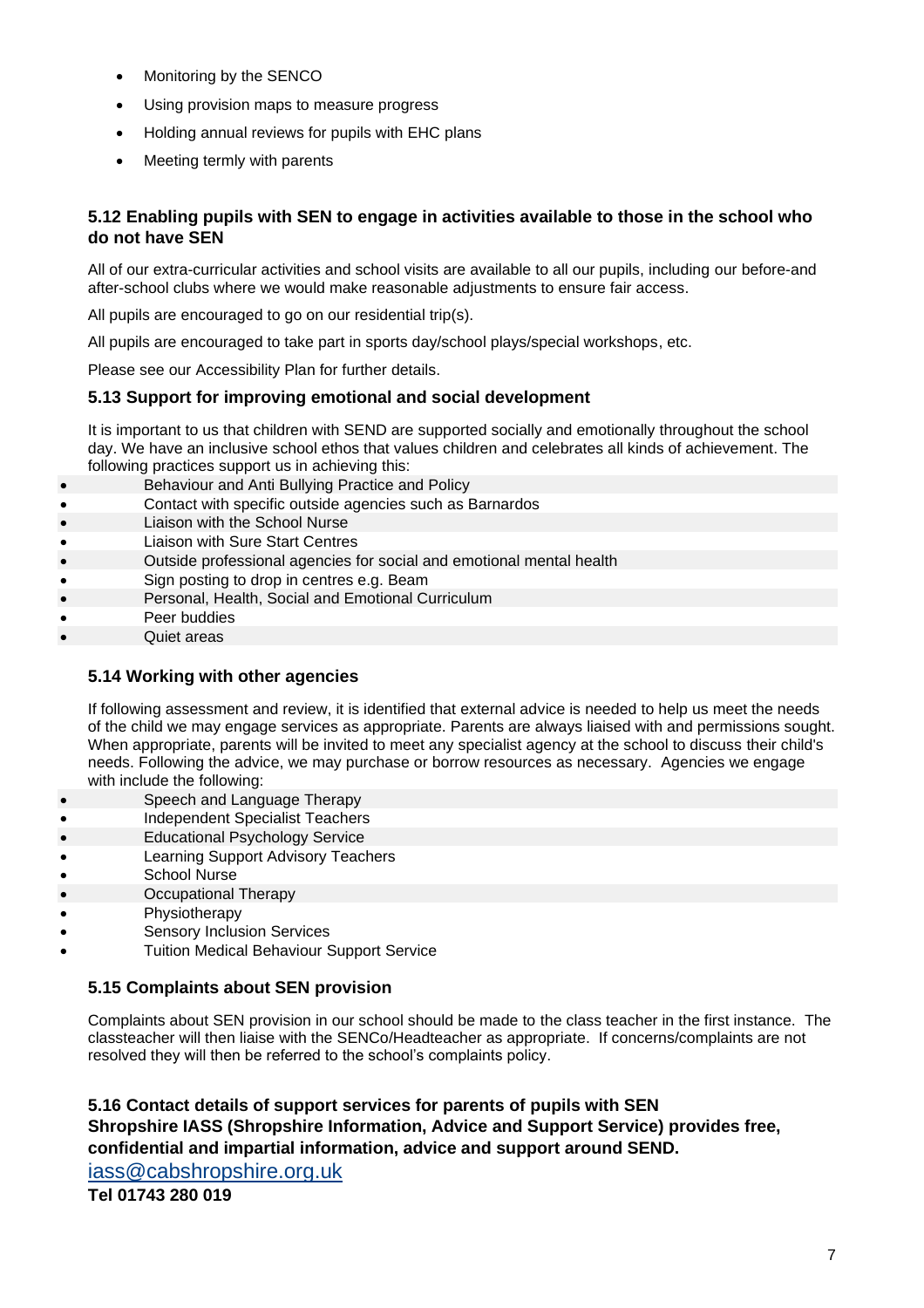- Monitoring by the SENCO
- Using provision maps to measure progress
- Holding annual reviews for pupils with EHC plans
- Meeting termly with parents

### 5.12 Enabling pupils with SEN to engage in activities available to those in the school who do not have SEN

All of our extra-curricular activities and school visits are available to all our pupils, including our before-and after-school clubs where we would make reasonable adjustments to ensure fair access.

All pupils are encouraged to go on our residential trip(s).

All pupils are encouraged to take part in sports day/school plays/special workshops, etc.

Please see our Accessibility Plan for further details.

### 5.13 Support for improving emotional and social development

It is important to us that children with SEND are supported socially and emotionally throughout the school day. We have an inclusive school ethos that values children and celebrates all kinds of achievement. The following practices support us in achieving this:

- Behaviour and Anti Bullying Practice and Policy
- Contact with specific outside agencies such as Barnardos
- Liaison with the School Nurse
- Liaison with Sure Start Centres
- Outside professional agencies for social and emotional mental health
- Sign posting to drop in centres e.g. Beam
- Personal, Health, Social and Emotional Curriculum
- Peer buddies
- Quiet areas

### 5.14 Working with other agencies

If following assessment and review, it is identified that external advice is needed to help us meet the needs of the child we may engage services as appropriate. Parents are always liaised with and permissions sought. When appropriate, parents will be invited to meet any specialist agency at the school to discuss their child's needs. Following the advice, we may purchase or borrow resources as necessary. Agencies we engage with include the following:

- Speech and Language Therapy
- Independent Specialist Teachers
- Educational Psychology Service
- Learning Support Advisory Teachers
- School Nurse
- Occupational Therapy
- Physiotherapy
- Sensory Inclusion Services
- Tuition Medical Behaviour Support Service

### 5.15 Complaints about SEN provision

Complaints about SEN provision in our school should be made to the class teacher in the first instance. The classteacher will then liaise with the SENCo/Headteacher as appropriate. If concerns/complaints are not resolved they will then be referred to the school's complaints policy.

### 5.16 Contact details of support services for parents of pupils with SEN

**Shropshire IASS (Shropshire Information, Advice and Support Service) provides free, confidential and impartial information, advice and support around SEND.**

[iass@cabshropshire.org.uk](mailto:iass@cabshropshire.org.uk)

**Tel 01743 280 019**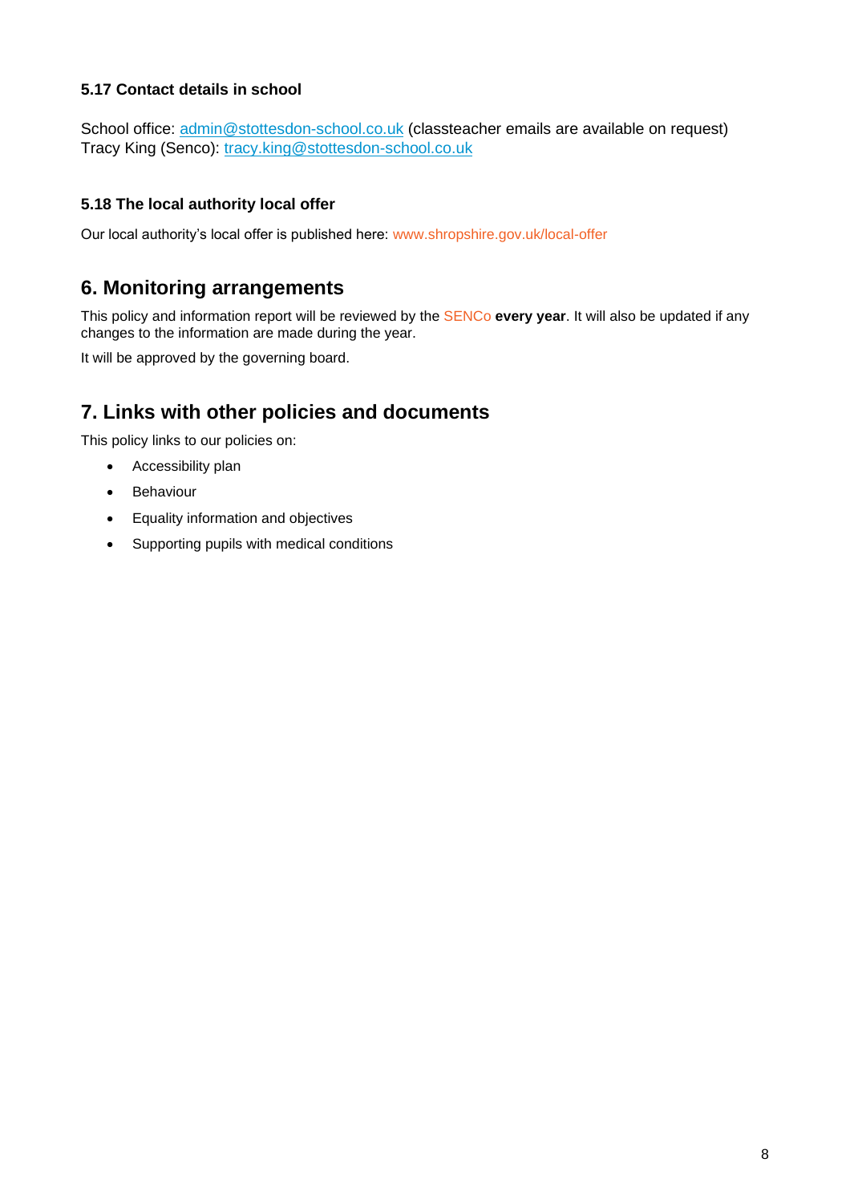### 5.17 Contact details in school

School office: admin@stottesdon-school.co.uk (classteacher emails are available on request)
Tracy King (Senco): tracy.king@stottesdon-school.co.uk

### 5.18 The local authority local offer

Our local authority's local offer is published here: www.shropshire.gov.uk/local-offer

## 6. Monitoring arrangements

This policy and information report will be reviewed by the SENCo **every year**. It will also be updated if any changes to the information are made during the year.

It will be approved by the governing board.

## 7. Links with other policies and documents

This policy links to our policies on:

- Accessibility plan
- Behaviour
- Equality information and objectives
- Supporting pupils with medical conditions